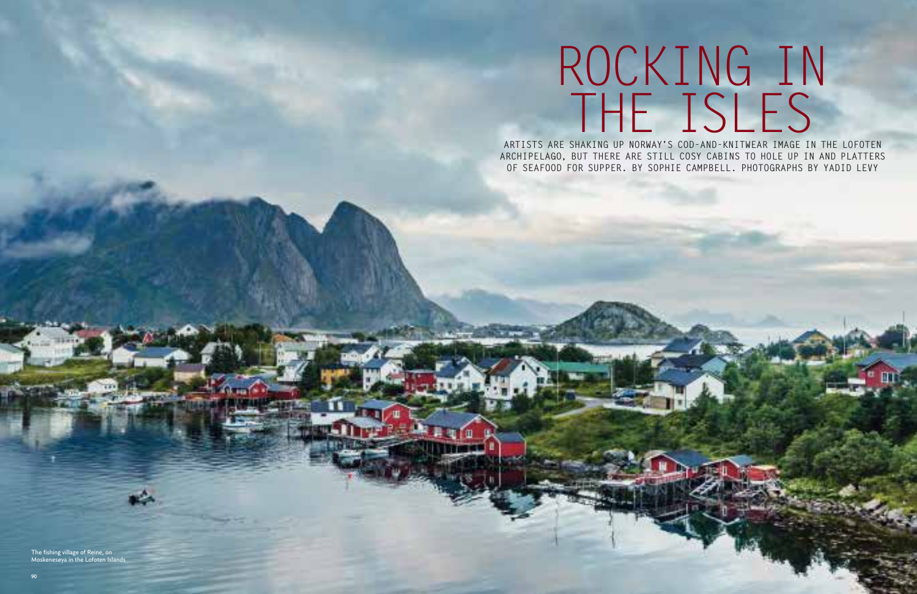# ROCKING IN THE ISLES

ARTISTS ARE SHAKING UP NORWAY'S COD-AND-KNITWEAR IMAGE IN THE LOFOTEN ARCHIPELAGO, BUT THERE ARE STILL COSY CABINS TO HOLE UP IN AND PLATTERS OF SEAFOOD FOR SUPPER. BY SOPHIE CAMPBELL. PHOTOGRAPHS BY YADID LEVY

The fishing village of Reine, on Moskenesøya in the Lofoten Islands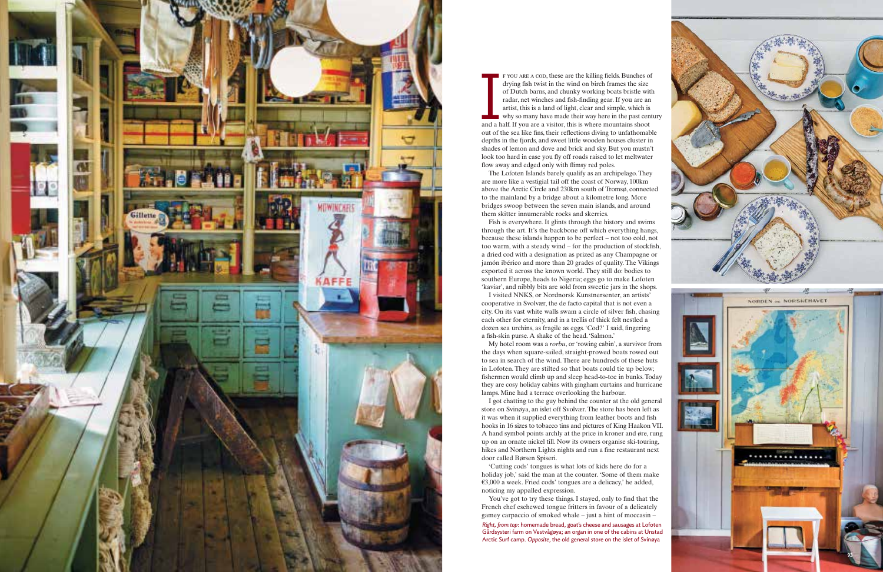If you are a cod, these are the killing fields. Bunches of drying fish twist in the wind on birch frames the size of Dutch barns, and chunky working boats bristle with radar, net winches and fish-finding gear. If you are an artist, this is a land of light, clear and simple, which is why so many have made their way here in the past century and a half. If you are a visitor, this is where mountains shoot out of the sea like fins, their reflections diving to unfathomable depths in the fjords, and sweet little wooden houses cluster in shades of lemon and dove and brick and sky. But you mustn't look too hard in case you fly off roads raised to let meltwater flow away and edged only with flimsy red poles.

The Lofoten Islands barely qualify as an archipelago. They are more like a vestigial tail off the coast of Norway, 100km above the Arctic Circle and 230km south of Tromsø, connected to the mainland by a bridge about a kilometre long. More bridges swoop between the seven main islands, and around them skitter innumerable rocks and skerries.

Fish is everywhere. It glints through the history and swims through the art. It's the backbone off which everything hangs, because these islands happen to be perfect – not too cold, not too warm, with a steady wind – for the production of stockfish, a dried cod with a designation as prized as any Champagne or jamón ibérico and more than 20 grades of quality. The Vikings exported it across the known world. They still do: bodies to southern Europe, heads to Nigeria; eggs go to make Lofoten 'kaviar', and nibbly bits are sold from sweetie jars in the shops.

I visited NNKS, or Nordnorsk Kunstnersenter, an artists' cooperative in Svolvær, the de facto capital that is not even a city. On its vast white walls swam a circle of silver fish, chasing each other for eternity, and in a trellis of thick felt nestled a dozen sea urchins, as fragile as eggs. 'Cod?' I said, fingering a fish-skin purse. A shake of the head. 'Salmon.'

My hotel room was a *rorbu*, or 'rowing cabin', a survivor from the days when square-sailed, straight-prowed boats rowed out to sea in search of the wind. There are hundreds of these huts in Lofoten. They are stilted so that boats could tie up below; fishermen would climb up and sleep head-to-toe in bunks. Today they are cosy holiday cabins with gingham curtains and hurricane lamps. Mine had a terrace overlooking the harbour.

I got chatting to the guy behind the counter at the old general store on Svinøya, an islet off Svolvær. The store has been left as it was when it supplied everything from leather boots and fish hooks in 16 sizes to tobacco tins and pictures of King Haakon VII. A hand symbol points archly at the price in kroner and øre, rung up on an ornate nickel till. Now its owners organise ski-touring, hikes and Northern Lights nights and run a fine restaurant next door called Børsen Spiseri.

'Cutting cods' tongues is what lots of kids here do for a holiday job,' said the man at the counter. 'Some of them make €3,000 a week. Fried cods' tongues are a delicacy,' he added, noticing my appalled expression.

You've got to try these things. I stayed, only to find that the French chef eschewed tongue fritters in favour of a delicately gamey carpaccio of smoked whale – just a hint of moccasin –

*Right, from top:* homemade bread, goat's cheese and sausages at Lofoten Gårdsysteri farm on Vestvågøya; an organ in one of the cabins at Unstad Arctic Surf camp. *Opposite*, the old general store on the islet of Svinøya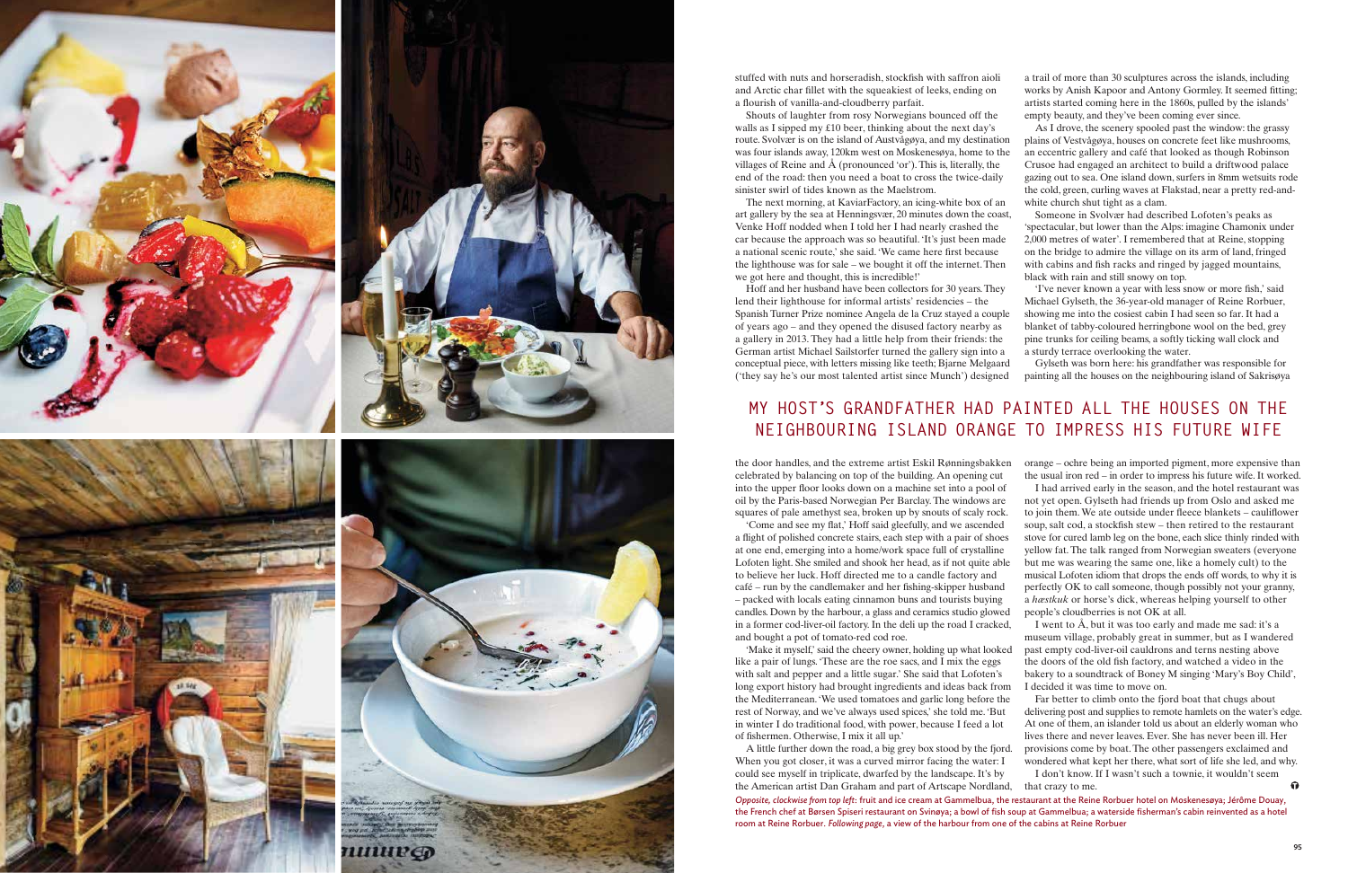stuffed with nuts and horseradish, stockfish with saffron aioli and Arctic char fillet with the squeakiest of leeks, ending on a flourish of vanilla-and-cloudberry parfait.

Shouts of laughter from rosy Norwegians bounced off the walls as I sipped my £10 beer, thinking about the next day's route. Svolvær is on the island of Austvågøya, and my destination was four islands away, 120km west on Moskenesøya, home to the villages of Reine and Å (pronounced 'or'). This is, literally, the end of the road: then you need a boat to cross the twice-daily sinister swirl of tides known as the Maelstrom.

The next morning, at KaviarFactory, an icing-white box of an art gallery by the sea at Henningsvær, 20 minutes down the coast, Venke Hoff nodded when I told her I had nearly crashed the car because the approach was so beautiful. 'It's just been made a national scenic route,' she said. 'We came here first because the lighthouse was for sale – we bought it off the internet. Then we got here and thought, this is incredible!'

Hoff and her husband have been collectors for 30 years. They lend their lighthouse for informal artists' residencies – the Spanish Turner Prize nominee Angela de la Cruz stayed a couple of years ago – and they opened the disused factory nearby as a gallery in 2013. They had a little help from their friends: the German artist Michael Sailstorfer turned the gallery sign into a conceptual piece, with letters missing like teeth; Bjarne Melgaard ('they say he's our most talented artist since Munch') designed the door handles, and the extreme artist Eskil Rønningsbakken celebrated by balancing on top of the building. An opening cut into the upper floor looks down on a machine set into a pool of oil by the Paris-based Norwegian Per Barclay. The windows are squares of pale amethyst sea, broken up by snouts of scaly rock.

'Come and see my flat,' Hoff said gleefully, and we ascended a flight of polished concrete stairs, each step with a pair of shoes at one end, emerging into a home/work space full of crystalline Lofoten light. She smiled and shook her head, as if not quite able to believe her luck. Hoff directed me to a candle factory and café – run by the candlemaker and her fishing-skipper husband – packed with locals eating cinnamon buns and tourists buying candles. Down by the harbour, a glass and ceramics studio glowed in a former cod-liver-oil factory. In the deli up the road I cracked, and bought a pot of tomato-red cod roe.

'Make it myself,' said the cheery owner, holding up what looked like a pair of lungs. 'These are the roe sacs, and I mix the eggs with salt and pepper and a little sugar.' She said that Lofoten's long export history had brought ingredients and ideas back from the Mediterranean. 'We used tomatoes and garlic long before the rest of Norway, and we've always used spices,' she told me. 'But in winter I do traditional food, with power, because I feed a lot of fishermen. Otherwise, I mix it all up.'

A little further down the road, a big grey box stood by the fjord. When you got closer, it was a curved mirror facing the water: I could see myself in triplicate, dwarfed by the landscape. It's by the American artist Dan Graham and part of Artscape Nordland, a trail of more than 30 sculptures across the islands, including works by Anish Kapoor and Antony Gormley. It seemed fitting; artists started coming here in the 1860s, pulled by the islands' empty beauty, and they've been coming ever since.

As I drove, the scenery spooled past the window: the grassy plains of Vestvågøya, houses on concrete feet like mushrooms, an eccentric gallery and café that looked as though Robinson Crusoe had engaged an architect to build a driftwood palace gazing out to sea. One island down, surfers in 8mm wetsuits rode the cold, green, curling waves at Flakstad, near a pretty red-and-white church shut tight as a clam.

Someone in Svolvær had described Lofoten's peaks as 'spectacular, but lower than the Alps: imagine Chamonix under 2,000 metres of water'. I remembered that at Reine, stopping on the bridge to admire the village on its arm of land, fringed with cabins and fish racks and ringed by jagged mountains, black with rain and still snowy on top.

'I've never known a year with less snow or more fish,' said Michael Gylseth, the 36-year-old manager of Reine Rorbuer, showing me into the cosiest cabin I had seen so far. It had a blanket of tabby-coloured herringbone wool on the bed, grey pine trunks for ceiling beams, a softly ticking wall clock and a sturdy terrace overlooking the water.

Gylseth was born here: his grandfather was responsible for painting all the houses on the neighbouring island of Sakrisøya orange – ochre being an imported pigment, more expensive than the usual iron red – in order to impress his future wife. It worked.

## MY HOST'S GRANDFATHER HAD PAINTED ALL THE HOUSES ON THE NEIGHBOURING ISLAND ORANGE TO IMPRESS HIS FUTURE WIFE

I had arrived early in the season, and the hotel restaurant was not yet open. Gylseth had friends up from Oslo and asked me to join them. We ate outside under fleece blankets – cauliflower soup, salt cod, a stockfish stew – then retired to the restaurant stove for cured lamb leg on the bone, each slice thinly rinded with yellow fat. The talk ranged from Norwegian sweaters (everyone but me was wearing the same one, like a homely cult) to the musical Lofoten idiom that drops the ends off words, to why it is perfectly OK to call someone, though possibly not your granny, a *hæstkuk* or horse's dick, whereas helping yourself to other people's cloudberries is not OK at all.

I went to Å, but it was too early and made me sad: it's a museum village, probably great in summer, but as I wandered past empty cod-liver-oil cauldrons and terns nesting above the doors of the old fish factory, and watched a video in the bakery to a soundtrack of Boney M singing 'Mary's Boy Child', I decided it was time to move on.

Far better to climb onto the fjord boat that chugs about delivering post and supplies to remote hamlets on the water's edge. At one of them, an islander told us about an elderly woman who lives there and never leaves. Ever. She has never been ill. Her provisions come by boat. The other passengers exclaimed and wondered what kept her there, what sort of life she led, and why.

I don't know. If I wasn't such a townie, it wouldn't seem that crazy to me.

*Opposite, clockwise from top left*: fruit and ice cream at Gammelbua, the restaurant at the Reine Rorbuer hotel on Moskenesøya; Jérôme Douay, the French chef at Børsen Spiseri restaurant on Svinøya; a bowl of fish soup at Gammelbua; a waterside fisherman's cabin reinvented as a hotel room at Reine Rorbuer. *Following page*, a view of the harbour from one of the cabins at Reine Rorbuer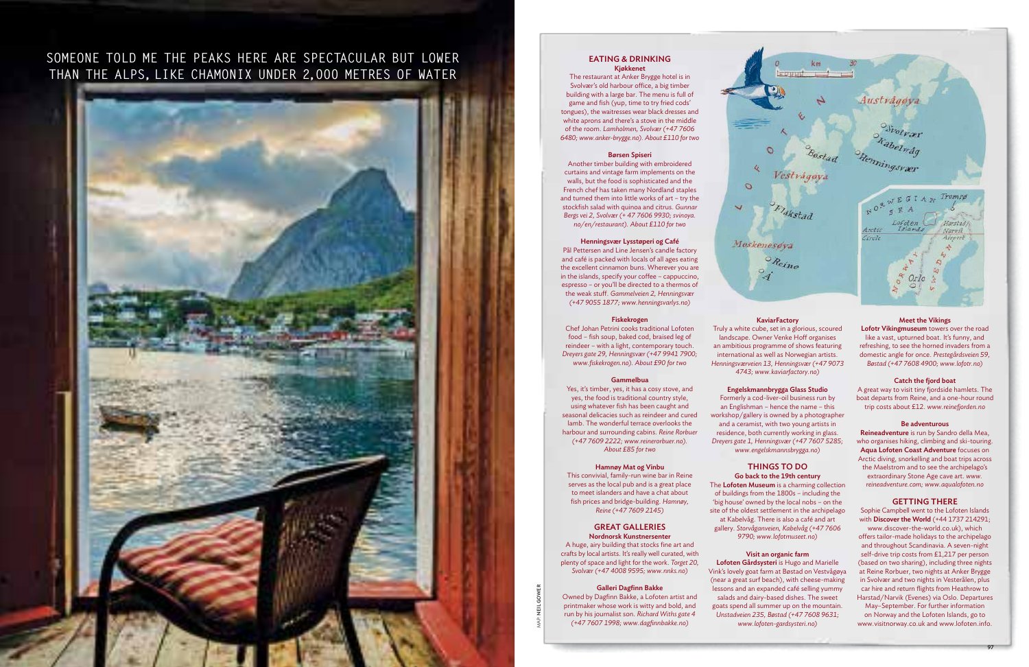SOMEONE TOLD ME THE PEAKS HERE ARE SPECTACULAR BUT LOWER THAN THE ALPS, LIKE CHAMONIX UNDER 2,000 METRES OF WATER

## EATING & DRINKING

### Kjøkkenet

The restaurant at Anker Brygge hotel is in Svolvær's old harbour office, a big timber building with a large bar. The menu is full of game and fish (yup, time to try fried cods' tongues), the waitresses wear black dresses and white aprons and there's a stove in the middle of the room. *Lamholmen, Svolvær (+47 7606 6480; www.anker-brygge.no). About £110 for two*

### Børsen Spiseri

Another timber building with embroidered curtains and vintage farm implements on the walls, but the food is sophisticated and the French chef has taken many Nordland staples and turned them into little works of art – try the stockfish salad with quinoa and citrus. *Gunnar Bergs vei 2, Svolvær (+ 47 7606 9930; svinoya.no/en/restaurant). About £110 for two*

### Henningsvær Lysstøperi og Café

Pål Pettersen and Line Jensen's candle factory and café is packed with locals of all ages eating the excellent cinnamon buns. Wherever you are in the islands, specify your coffee – cappuccino, espresso – or you'll be directed to a thermos of the weak stuff. *Gammelveien 2, Henningsvær (+47 9055 1877; www.henningsvarlys.no)*

### Fiskekrogen

Chef Johan Petrini cooks traditional Lofoten food – fish soup, baked cod, braised leg of reindeer – with a light, contemporary touch. *Dreyers gate 29, Henningsvær (+47 9941 7900; www.fiskekrogen.no). About £90 for two*

### Gammelbua

Yes, it's timber, yes, it has a cosy stove, and yes, the food is traditional country style, using whatever fish has been caught and seasonal delicacies such as reindeer and cured lamb. The wonderful terrace overlooks the harbour and surrounding cabins. *Reine Rorbuer (+47 7609 2222; www.reinerorbuer.no). About £85 for two*

### Hamnøy Mat og Vinbu

This convivial, family-run wine bar in Reine serves as the local pub and is a great place to meet islanders and have a chat about fish prices and bridge-building. *Hamnøy, Reine (+47 7609 2145)*

## GREAT GALLERIES

### Nordnorsk Kunstnersenter

A huge, airy building that stocks fine art and crafts by local artists. It's really well curated, with plenty of space and light for the work. *Torget 20, Svolvær (+47 4008 9595; www.nnks.no)*

### Galleri Dagfinn Bakke

Owned by Dagfinn Bakke, a Lofoten artist and printmaker whose work is witty and bold, and run by his journalist son. *Richard Withs gate 4 (+47 7607 1998; www.dagfinnbakke.no)*

### KaviarFactory

Truly a white cube, set in a glorious, scoured landscape. Owner Venke Hoff organises an ambitious programme of shows featuring international as well as Norwegian artists. *Henningsværveien 13, Henningsvær (+47 9073 4743; www.kaviarfactory.no)*

### Engelskmannbrygga Glass Studio

Formerly a cod-liver-oil business run by an Englishman – hence the name – this workshop/gallery is owned by a photographer and a ceramist, with two young artists in residence, both currently working in glass. *Dreyers gate 1, Henningsvær (+47 7607 5285; www.engelskmannsbrygga.no)*

## THINGS TO DO

### Go back to the 19th century

The **Lofoten Museum** is a charming collection of buildings from the 1800s – including the 'big house' owned by the local nobs – on the site of the oldest settlement in the archipelago at Kabelvåg. There is also a café and art gallery. *Storvåganveien, Kabelvåg (+47 7606 9790; www.lofotmuseet.no)*

### Visit an organic farm

**Lofoten Gårdsysteri** is Hugo and Marielle Vink's lovely goat farm at Bøstad on Vestvågøya (near a great surf beach), with cheese-making lessons and an expanded café selling yummy salads and dairy-based dishes. The sweet goats spend all summer up on the mountain. *Unstadveien 235, Bøstad (+47 7608 9631; www.lofoten-gardsysteri.no)*

### Meet the Vikings

**Lofotr Vikingmuseum** towers over the road like a vast, upturned boat. It's funny, and refreshing, to see the horned invaders from a domestic angle for once. *Prestegårdsveien 59, Bøstad (+47 7608 4900; www.lofotr.no)*

### Catch the fjord boat

A great way to visit tiny fjordside hamlets. The boat departs from Reine, and a one-hour round trip costs about £12. *www.reinefjorden.no*

### Be adventurous

**Reineadventure** is run by Sandro della Mea, who organises hiking, climbing and ski-touring. **Aqua Lofoten Coast Adventure** focuses on Arctic diving, snorkelling and boat trips across the Maelstrom and to see the archipelago's extraordinary Stone Age cave art. *www.reineadventure.com; www.aqualofoten.no*

## GETTING THERE

Sophie Campbell went to the Lofoten Islands with **Discover the World** (+44 1737 214291; www.discover-the-world.co.uk), which offers tailor-made holidays to the archipelago and throughout Scandinavia. A seven-night self-drive trip costs from £1,217 per person (based on two sharing), including three nights at Reine Rorbuer, two nights at Anker Brygge in Svolvær and two nights in Vesterålen, plus car hire and return flights from Heathrow to Harstad/Narvik (Evenes) via Oslo. Departures May–September. For further information on Norway and the Lofoten Islands, go to www.visitnorway.co.uk and www.lofoten.info.

MAP: NEIL GOWER